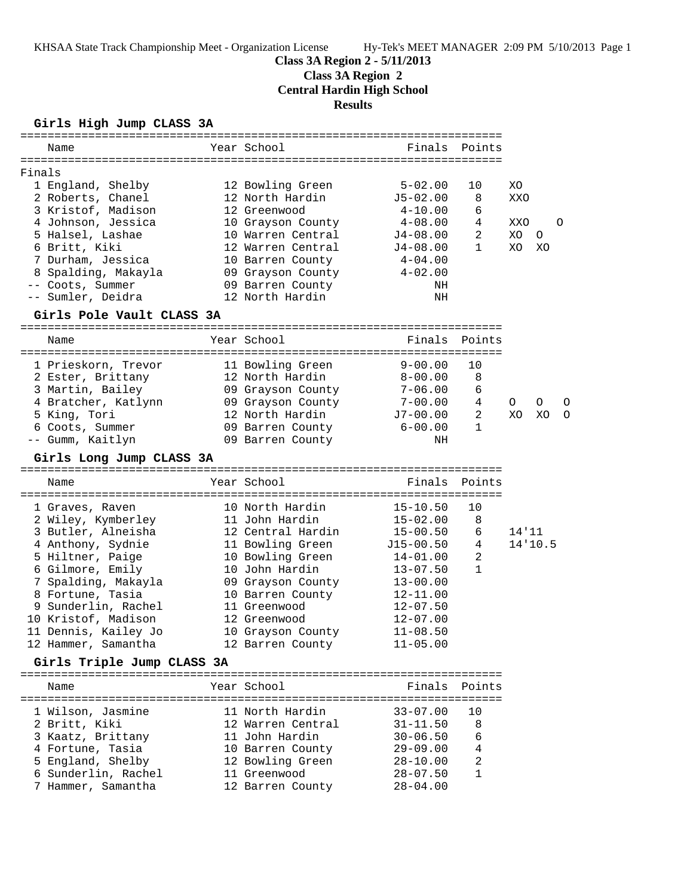KHSAA State Track Championship Meet - Organization License Hy-Tek's MEET MANAGER 2:09 PM 5/10/2013 Page 1

# Class 3A Region 2 - 5/11/2013
## Class 3A Region 2
## Central Hardin High School
## Results

### Girls High Jump CLASS 3A

| | Name | Year | School | Finals | Points | |
|---|---|---|---|---|---|---|
| Finals | | | | | | |
| 1 | England, Shelby | 12 | Bowling Green | 5-02.00 | 10 | XO |
| 2 | Roberts, Chanel | 12 | North Hardin | J5-02.00 | 8 | XXO |
| 3 | Kristof, Madison | 12 | Greenwood | 4-10.00 | 6 | |
| 4 | Johnson, Jessica | 10 | Grayson County | 4-08.00 | 4 | XXO O |
| 5 | Halsel, Lashae | 10 | Warren Central | J4-08.00 | 2 | XO O |
| 6 | Britt, Kiki | 12 | Warren Central | J4-08.00 | 1 | XO XO |
| 7 | Durham, Jessica | 10 | Barren County | 4-04.00 | | |
| 8 | Spalding, Makayla | 09 | Grayson County | 4-02.00 | | |
| -- | Coots, Summer | 09 | Barren County | NH | | |
| -- | Sumler, Deidra | 12 | North Hardin | NH | | |

### Girls Pole Vault CLASS 3A

| | Name | Year | School | Finals | Points | |
|---|---|---|---|---|---|---|
| 1 | Prieskorn, Trevor | 11 | Bowling Green | 9-00.00 | 10 | |
| 2 | Ester, Brittany | 12 | North Hardin | 8-00.00 | 8 | |
| 3 | Martin, Bailey | 09 | Grayson County | 7-06.00 | 6 | |
| 4 | Bratcher, Katlynn | 09 | Grayson County | 7-00.00 | 4 | O O O |
| 5 | King, Tori | 12 | North Hardin | J7-00.00 | 2 | XO XO O |
| 6 | Coots, Summer | 09 | Barren County | 6-00.00 | 1 | |
| -- | Gumm, Kaitlyn | 09 | Barren County | NH | | |

### Girls Long Jump CLASS 3A

| | Name | Year | School | Finals | Points | |
|---|---|---|---|---|---|---|
| 1 | Graves, Raven | 10 | North Hardin | 15-10.50 | 10 | |
| 2 | Wiley, Kymberley | 11 | John Hardin | 15-02.00 | 8 | |
| 3 | Butler, Alneisha | 12 | Central Hardin | 15-00.50 | 6 | 14'11 |
| 4 | Anthony, Sydnie | 11 | Bowling Green | J15-00.50 | 4 | 14'10.5 |
| 5 | Hiltner, Paige | 10 | Bowling Green | 14-01.00 | 2 | |
| 6 | Gilmore, Emily | 10 | John Hardin | 13-07.50 | 1 | |
| 7 | Spalding, Makayla | 09 | Grayson County | 13-00.00 | | |
| 8 | Fortune, Tasia | 10 | Barren County | 12-11.00 | | |
| 9 | Sunderlin, Rachel | 11 | Greenwood | 12-07.50 | | |
| 10 | Kristof, Madison | 12 | Greenwood | 12-07.00 | | |
| 11 | Dennis, Kailey Jo | 10 | Grayson County | 11-08.50 | | |
| 12 | Hammer, Samantha | 12 | Barren County | 11-05.00 | | |

### Girls Triple Jump CLASS 3A

| | Name | Year | School | Finals | Points |
|---|---|---|---|---|---|
| 1 | Wilson, Jasmine | 11 | North Hardin | 33-07.00 | 10 |
| 2 | Britt, Kiki | 12 | Warren Central | 31-11.50 | 8 |
| 3 | Kaatz, Brittany | 11 | John Hardin | 30-06.50 | 6 |
| 4 | Fortune, Tasia | 10 | Barren County | 29-09.00 | 4 |
| 5 | England, Shelby | 12 | Bowling Green | 28-10.00 | 2 |
| 6 | Sunderlin, Rachel | 11 | Greenwood | 28-07.50 | 1 |
| 7 | Hammer, Samantha | 12 | Barren County | 28-04.00 | |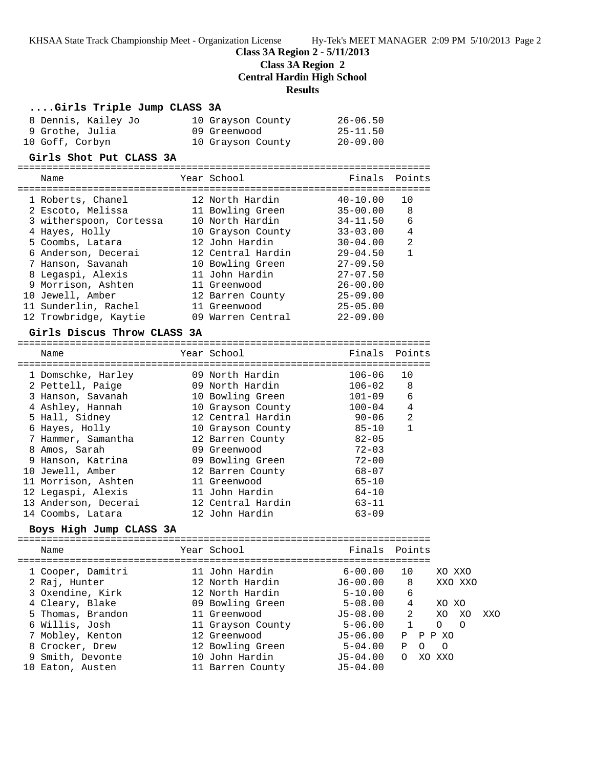**Class 3A Region 2 - 5/11/2013**

**Class 3A Region 2**

**Central Hardin High School**

**Results**

### ....Girls Triple Jump CLASS 3A

| Name | Year | School | Finals | Points |
|---|---|---|---|---|
| 8 Dennis, Kailey Jo | 10 | Grayson County | 26-06.50 | |
| 9 Grothe, Julia | 09 | Greenwood | 25-11.50 | |
| 10 Goff, Corbyn | 10 | Grayson County | 20-09.00 | |

### Girls Shot Put CLASS 3A

| Name | Year | School | Finals | Points |
|---|---|---|---|---|
| 1 Roberts, Chanel | 12 | North Hardin | 40-10.00 | 10 |
| 2 Escoto, Melissa | 11 | Bowling Green | 35-00.00 | 8 |
| 3 witherspoon, Cortessa | 10 | North Hardin | 34-11.50 | 6 |
| 4 Hayes, Holly | 10 | Grayson County | 33-03.00 | 4 |
| 5 Coombs, Latara | 12 | John Hardin | 30-04.00 | 2 |
| 6 Anderson, Decerai | 12 | Central Hardin | 29-04.50 | 1 |
| 7 Hanson, Savanah | 10 | Bowling Green | 27-09.50 | |
| 8 Legaspi, Alexis | 11 | John Hardin | 27-07.50 | |
| 9 Morrison, Ashten | 11 | Greenwood | 26-00.00 | |
| 10 Jewell, Amber | 12 | Barren County | 25-09.00 | |
| 11 Sunderlin, Rachel | 11 | Greenwood | 25-05.00 | |
| 12 Trowbridge, Kaytie | 09 | Warren Central | 22-09.00 | |

### Girls Discus Throw CLASS 3A

| Name | Year | School | Finals | Points |
|---|---|---|---|---|
| 1 Domschke, Harley | 09 | North Hardin | 106-06 | 10 |
| 2 Pettell, Paige | 09 | North Hardin | 106-02 | 8 |
| 3 Hanson, Savanah | 10 | Bowling Green | 101-09 | 6 |
| 4 Ashley, Hannah | 10 | Grayson County | 100-04 | 4 |
| 5 Hall, Sidney | 12 | Central Hardin | 90-06 | 2 |
| 6 Hayes, Holly | 10 | Grayson County | 85-10 | 1 |
| 7 Hammer, Samantha | 12 | Barren County | 82-05 | |
| 8 Amos, Sarah | 09 | Greenwood | 72-03 | |
| 9 Hanson, Katrina | 09 | Bowling Green | 72-00 | |
| 10 Jewell, Amber | 12 | Barren County | 68-07 | |
| 11 Morrison, Ashten | 11 | Greenwood | 65-10 | |
| 12 Legaspi, Alexis | 11 | John Hardin | 64-10 | |
| 13 Anderson, Decerai | 12 | Central Hardin | 63-11 | |
| 14 Coombs, Latara | 12 | John Hardin | 63-09 | |

### Boys High Jump CLASS 3A

| Name | Year | School | Finals | Points | |
|---|---|---|---|---|---|
| 1 Cooper, Damitri | 11 | John Hardin | 6-00.00 | 10 | XO XXO |
| 2 Raj, Hunter | 12 | North Hardin | J6-00.00 | 8 | XXO XXO |
| 3 Oxendine, Kirk | 12 | North Hardin | 5-10.00 | 6 | |
| 4 Cleary, Blake | 09 | Bowling Green | 5-08.00 | 4 | XO XO |
| 5 Thomas, Brandon | 11 | Greenwood | J5-08.00 | 2 | XO XO XXO |
| 6 Willis, Josh | 11 | Grayson County | 5-06.00 | 1 | O O |
| 7 Mobley, Kenton | 12 | Greenwood | J5-06.00 | | P P P XO |
| 8 Crocker, Drew | 12 | Bowling Green | 5-04.00 | | P O O |
| 9 Smith, Devonte | 10 | John Hardin | J5-04.00 | | O XO XXO |
| 10 Eaton, Austen | 11 | Barren County | J5-04.00 | | |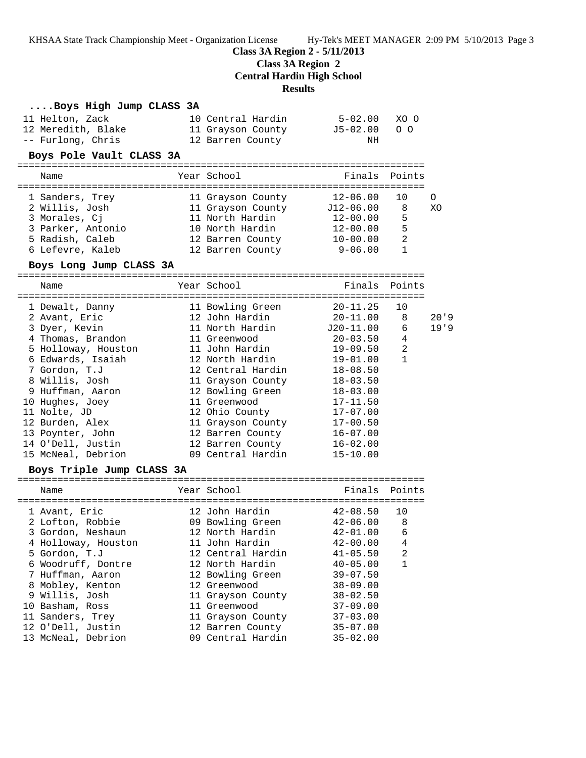## Class 3A Region 2 - 5/11/2013
### Class 3A Region 2
### Central Hardin High School
### Results

**....Boys High Jump CLASS 3A**

| Place | Name | Year | School | Finals | |
|---|---|---|---|---|---|
| 11 | Helton, Zack | 10 | Central Hardin | 5-02.00 | XO O |
| 12 | Meredith, Blake | 11 | Grayson County | J5-02.00 | O O |
| -- | Furlong, Chris | 12 | Barren County | NH | |

**Boys Pole Vault CLASS 3A**

| Place | Name | Year | School | Finals | Points | |
|---|---|---|---|---|---|---|
| 1 | Sanders, Trey | 11 | Grayson County | 12-06.00 | 10 | O |
| 2 | Willis, Josh | 11 | Grayson County | J12-06.00 | 8 | XO |
| 3 | Morales, Cj | 11 | North Hardin | 12-00.00 | 5 | |
| 3 | Parker, Antonio | 10 | North Hardin | 12-00.00 | 5 | |
| 5 | Radish, Caleb | 12 | Barren County | 10-00.00 | 2 | |
| 6 | Lefevre, Kaleb | 12 | Barren County | 9-06.00 | 1 | |

**Boys Long Jump CLASS 3A**

| Place | Name | Year | School | Finals | Points | |
|---|---|---|---|---|---|---|
| 1 | Dewalt, Danny | 11 | Bowling Green | 20-11.25 | 10 | |
| 2 | Avant, Eric | 12 | John Hardin | 20-11.00 | 8 | 20'9 |
| 3 | Dyer, Kevin | 11 | North Hardin | J20-11.00 | 6 | 19'9 |
| 4 | Thomas, Brandon | 11 | Greenwood | 20-03.50 | 4 | |
| 5 | Holloway, Houston | 11 | John Hardin | 19-09.50 | 2 | |
| 6 | Edwards, Isaiah | 12 | North Hardin | 19-01.00 | 1 | |
| 7 | Gordon, T.J | 12 | Central Hardin | 18-08.50 | | |
| 8 | Willis, Josh | 11 | Grayson County | 18-03.50 | | |
| 9 | Huffman, Aaron | 12 | Bowling Green | 18-03.00 | | |
| 10 | Hughes, Joey | 11 | Greenwood | 17-11.50 | | |
| 11 | Nolte, JD | 12 | Ohio County | 17-07.00 | | |
| 12 | Burden, Alex | 11 | Grayson County | 17-00.50 | | |
| 13 | Poynter, John | 12 | Barren County | 16-07.00 | | |
| 14 | O'Dell, Justin | 12 | Barren County | 16-02.00 | | |
| 15 | McNeal, Debrion | 09 | Central Hardin | 15-10.00 | | |

**Boys Triple Jump CLASS 3A**

| Place | Name | Year | School | Finals | Points |
|---|---|---|---|---|---|
| 1 | Avant, Eric | 12 | John Hardin | 42-08.50 | 10 |
| 2 | Lofton, Robbie | 09 | Bowling Green | 42-06.00 | 8 |
| 3 | Gordon, Neshaun | 12 | North Hardin | 42-01.00 | 6 |
| 4 | Holloway, Houston | 11 | John Hardin | 42-00.00 | 4 |
| 5 | Gordon, T.J | 12 | Central Hardin | 41-05.50 | 2 |
| 6 | Woodruff, Dontre | 12 | North Hardin | 40-05.00 | 1 |
| 7 | Huffman, Aaron | 12 | Bowling Green | 39-07.50 | |
| 8 | Mobley, Kenton | 12 | Greenwood | 38-09.00 | |
| 9 | Willis, Josh | 11 | Grayson County | 38-02.50 | |
| 10 | Basham, Ross | 11 | Greenwood | 37-09.00 | |
| 11 | Sanders, Trey | 11 | Grayson County | 37-03.00 | |
| 12 | O'Dell, Justin | 12 | Barren County | 35-07.00 | |
| 13 | McNeal, Debrion | 09 | Central Hardin | 35-02.00 | |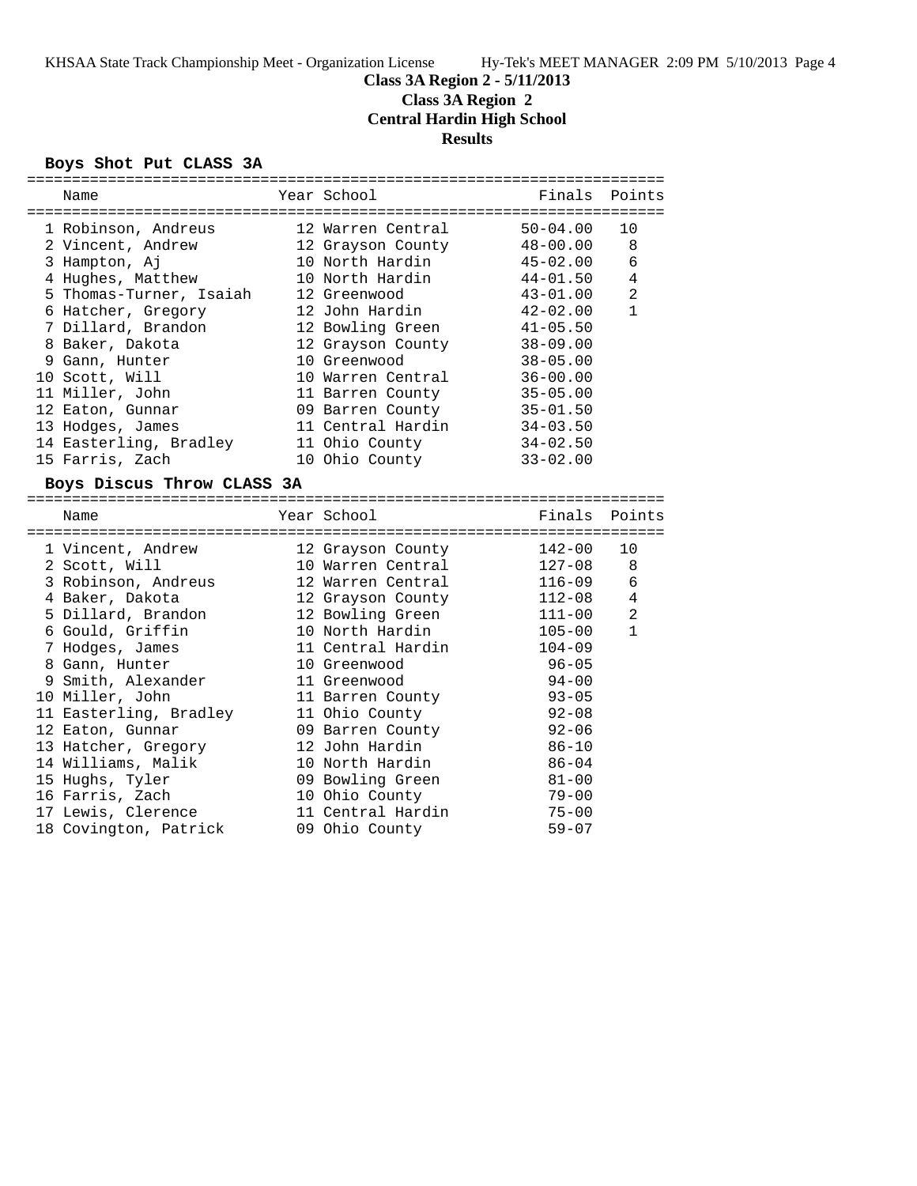**Class 3A Region 2 - 5/11/2013**
**Class 3A Region 2**
**Central Hardin High School**
**Results**

### Boys Shot Put CLASS 3A

| | Name | Year | School | Finals | Points |
|---|---|---|---|---|---|
| 1 | Robinson, Andreus | 12 | Warren Central | 50-04.00 | 10 |
| 2 | Vincent, Andrew | 12 | Grayson County | 48-00.00 | 8 |
| 3 | Hampton, Aj | 10 | North Hardin | 45-02.00 | 6 |
| 4 | Hughes, Matthew | 10 | North Hardin | 44-01.50 | 4 |
| 5 | Thomas-Turner, Isaiah | 12 | Greenwood | 43-01.00 | 2 |
| 6 | Hatcher, Gregory | 12 | John Hardin | 42-02.00 | 1 |
| 7 | Dillard, Brandon | 12 | Bowling Green | 41-05.50 | |
| 8 | Baker, Dakota | 12 | Grayson County | 38-09.00 | |
| 9 | Gann, Hunter | 10 | Greenwood | 38-05.00 | |
| 10 | Scott, Will | 10 | Warren Central | 36-00.00 | |
| 11 | Miller, John | 11 | Barren County | 35-05.00 | |
| 12 | Eaton, Gunnar | 09 | Barren County | 35-01.50 | |
| 13 | Hodges, James | 11 | Central Hardin | 34-03.50 | |
| 14 | Easterling, Bradley | 11 | Ohio County | 34-02.50 | |
| 15 | Farris, Zach | 10 | Ohio County | 33-02.00 | |

### Boys Discus Throw CLASS 3A

| | Name | Year | School | Finals | Points |
|---|---|---|---|---|---|
| 1 | Vincent, Andrew | 12 | Grayson County | 142-00 | 10 |
| 2 | Scott, Will | 10 | Warren Central | 127-08 | 8 |
| 3 | Robinson, Andreus | 12 | Warren Central | 116-09 | 6 |
| 4 | Baker, Dakota | 12 | Grayson County | 112-08 | 4 |
| 5 | Dillard, Brandon | 12 | Bowling Green | 111-00 | 2 |
| 6 | Gould, Griffin | 10 | North Hardin | 105-00 | 1 |
| 7 | Hodges, James | 11 | Central Hardin | 104-09 | |
| 8 | Gann, Hunter | 10 | Greenwood | 96-05 | |
| 9 | Smith, Alexander | 11 | Greenwood | 94-00 | |
| 10 | Miller, John | 11 | Barren County | 93-05 | |
| 11 | Easterling, Bradley | 11 | Ohio County | 92-08 | |
| 12 | Eaton, Gunnar | 09 | Barren County | 92-06 | |
| 13 | Hatcher, Gregory | 12 | John Hardin | 86-10 | |
| 14 | Williams, Malik | 10 | North Hardin | 86-04 | |
| 15 | Hughs, Tyler | 09 | Bowling Green | 81-00 | |
| 16 | Farris, Zach | 10 | Ohio County | 79-00 | |
| 17 | Lewis, Clerence | 11 | Central Hardin | 75-00 | |
| 18 | Covington, Patrick | 09 | Ohio County | 59-07 | |